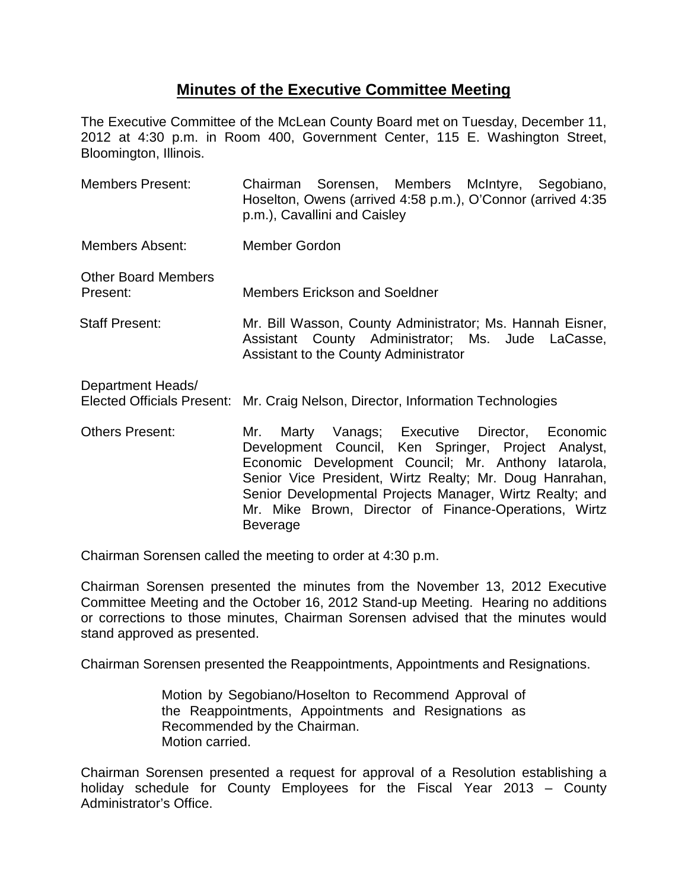# Minutes of the Executive Committee Meeting

The Executive Committee of the McLean County Board met on Tuesday, December 11, 2012 at 4:30 p.m. in Room 400, Government Center, 115 E. Washington Street, Bloomington, Illinois.

| | |
|---|---|
| Members Present: | Chairman Sorensen, Members McIntyre, Segobiano, Hoselton, Owens (arrived 4:58 p.m.), O'Connor (arrived 4:35 p.m.), Cavallini and Caisley |
| Members Absent: | Member Gordon |
| Other Board Members Present: | Members Erickson and Soeldner |
| Staff Present: | Mr. Bill Wasson, County Administrator; Ms. Hannah Eisner, Assistant County Administrator; Ms. Jude LaCasse, Assistant to the County Administrator |
| Department Heads/ Elected Officials Present: | Mr. Craig Nelson, Director, Information Technologies |
| Others Present: | Mr. Marty Vanags; Executive Director, Economic Development Council, Ken Springer, Project Analyst, Economic Development Council; Mr. Anthony Iatarola, Senior Vice President, Wirtz Realty; Mr. Doug Hanrahan, Senior Developmental Projects Manager, Wirtz Realty; and Mr. Mike Brown, Director of Finance-Operations, Wirtz Beverage |

Chairman Sorensen called the meeting to order at 4:30 p.m.

Chairman Sorensen presented the minutes from the November 13, 2012 Executive Committee Meeting and the October 16, 2012 Stand-up Meeting. Hearing no additions or corrections to those minutes, Chairman Sorensen advised that the minutes would stand approved as presented.

Chairman Sorensen presented the Reappointments, Appointments and Resignations.

> Motion by Segobiano/Hoselton to Recommend Approval of the Reappointments, Appointments and Resignations as Recommended by the Chairman.
> Motion carried.

Chairman Sorensen presented a request for approval of a Resolution establishing a holiday schedule for County Employees for the Fiscal Year 2013 – County Administrator's Office.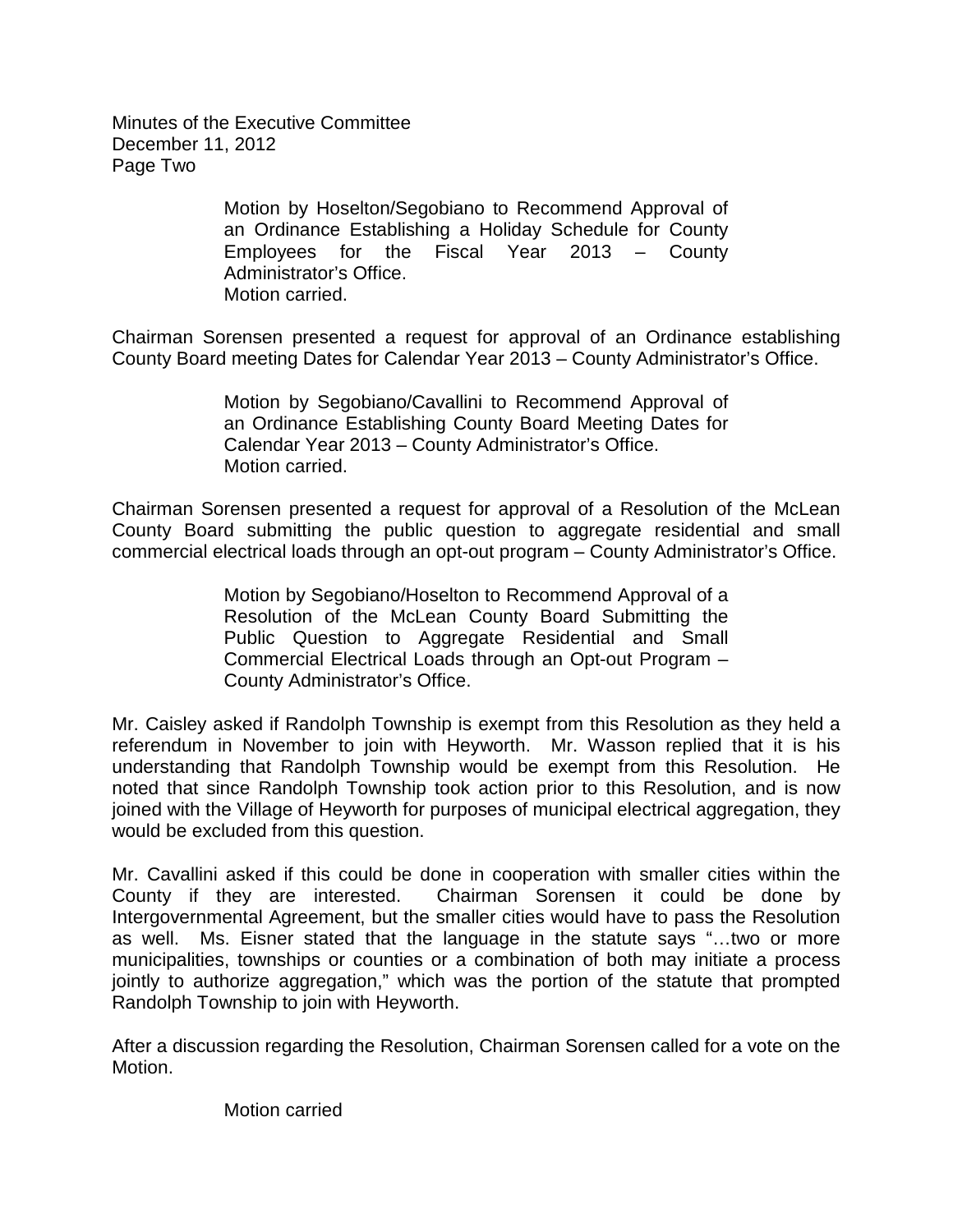Minutes of the Executive Committee
December 11, 2012
Page Two

> Motion by Hoselton/Segobiano to Recommend Approval of an Ordinance Establishing a Holiday Schedule for County Employees for the Fiscal Year 2013 – County Administrator's Office.
> Motion carried.

Chairman Sorensen presented a request for approval of an Ordinance establishing County Board meeting Dates for Calendar Year 2013 – County Administrator's Office.

> Motion by Segobiano/Cavallini to Recommend Approval of an Ordinance Establishing County Board Meeting Dates for Calendar Year 2013 – County Administrator's Office.
> Motion carried.

Chairman Sorensen presented a request for approval of a Resolution of the McLean County Board submitting the public question to aggregate residential and small commercial electrical loads through an opt-out program – County Administrator's Office.

> Motion by Segobiano/Hoselton to Recommend Approval of a Resolution of the McLean County Board Submitting the Public Question to Aggregate Residential and Small Commercial Electrical Loads through an Opt-out Program – County Administrator's Office.

Mr. Caisley asked if Randolph Township is exempt from this Resolution as they held a referendum in November to join with Heyworth. Mr. Wasson replied that it is his understanding that Randolph Township would be exempt from this Resolution. He noted that since Randolph Township took action prior to this Resolution, and is now joined with the Village of Heyworth for purposes of municipal electrical aggregation, they would be excluded from this question.

Mr. Cavallini asked if this could be done in cooperation with smaller cities within the County if they are interested. Chairman Sorensen it could be done by Intergovernmental Agreement, but the smaller cities would have to pass the Resolution as well. Ms. Eisner stated that the language in the statute says "…two or more municipalities, townships or counties or a combination of both may initiate a process jointly to authorize aggregation," which was the portion of the statute that prompted Randolph Township to join with Heyworth.

After a discussion regarding the Resolution, Chairman Sorensen called for a vote on the Motion.

> Motion carried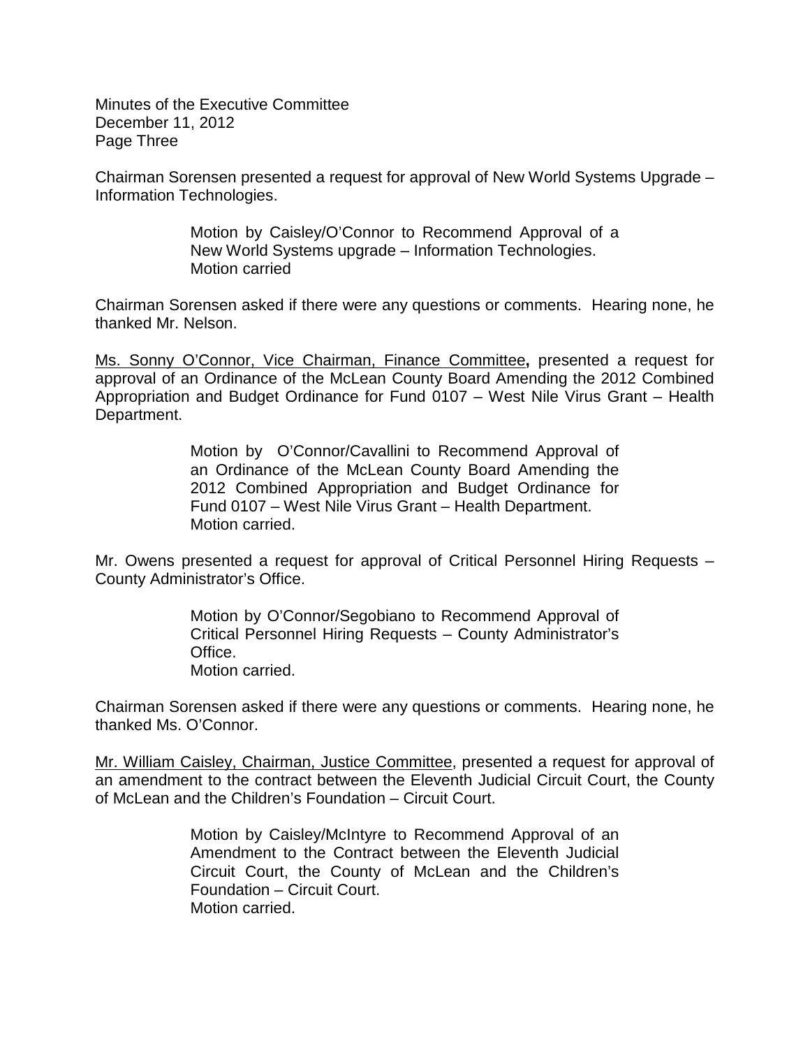Chairman Sorensen presented a request for approval of New World Systems Upgrade – Information Technologies.

> Motion by Caisley/O'Connor to Recommend Approval of a New World Systems upgrade – Information Technologies.
> Motion carried

Chairman Sorensen asked if there were any questions or comments. Hearing none, he thanked Mr. Nelson.

Ms. Sonny O'Connor, Vice Chairman, Finance Committee**,** presented a request for approval of an Ordinance of the McLean County Board Amending the 2012 Combined Appropriation and Budget Ordinance for Fund 0107 – West Nile Virus Grant – Health Department.

> Motion by O'Connor/Cavallini to Recommend Approval of an Ordinance of the McLean County Board Amending the 2012 Combined Appropriation and Budget Ordinance for Fund 0107 – West Nile Virus Grant – Health Department.
> Motion carried.

Mr. Owens presented a request for approval of Critical Personnel Hiring Requests – County Administrator's Office.

> Motion by O'Connor/Segobiano to Recommend Approval of Critical Personnel Hiring Requests – County Administrator's Office.
> Motion carried.

Chairman Sorensen asked if there were any questions or comments. Hearing none, he thanked Ms. O'Connor.

Mr. William Caisley, Chairman, Justice Committee, presented a request for approval of an amendment to the contract between the Eleventh Judicial Circuit Court, the County of McLean and the Children's Foundation – Circuit Court.

> Motion by Caisley/McIntyre to Recommend Approval of an Amendment to the Contract between the Eleventh Judicial Circuit Court, the County of McLean and the Children's Foundation – Circuit Court.
> Motion carried.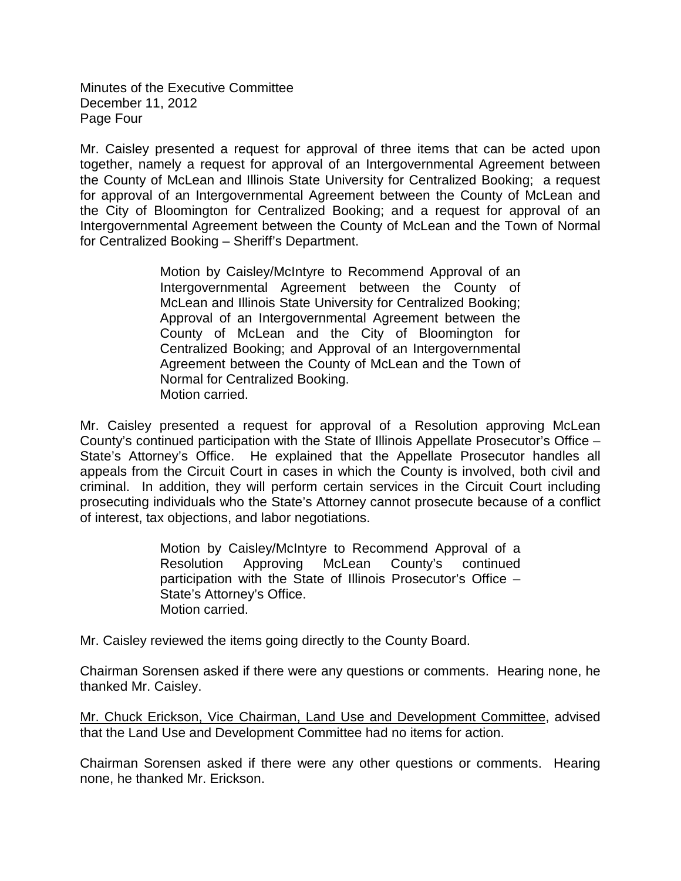Mr. Caisley presented a request for approval of three items that can be acted upon together, namely a request for approval of an Intergovernmental Agreement between the County of McLean and Illinois State University for Centralized Booking; a request for approval of an Intergovernmental Agreement between the County of McLean and the City of Bloomington for Centralized Booking; and a request for approval of an Intergovernmental Agreement between the County of McLean and the Town of Normal for Centralized Booking – Sheriff's Department.

> Motion by Caisley/McIntyre to Recommend Approval of an Intergovernmental Agreement between the County of McLean and Illinois State University for Centralized Booking; Approval of an Intergovernmental Agreement between the County of McLean and the City of Bloomington for Centralized Booking; and Approval of an Intergovernmental Agreement between the County of McLean and the Town of Normal for Centralized Booking.
> Motion carried.

Mr. Caisley presented a request for approval of a Resolution approving McLean County's continued participation with the State of Illinois Appellate Prosecutor's Office – State's Attorney's Office. He explained that the Appellate Prosecutor handles all appeals from the Circuit Court in cases in which the County is involved, both civil and criminal. In addition, they will perform certain services in the Circuit Court including prosecuting individuals who the State's Attorney cannot prosecute because of a conflict of interest, tax objections, and labor negotiations.

> Motion by Caisley/McIntyre to Recommend Approval of a Resolution Approving McLean County's continued participation with the State of Illinois Prosecutor's Office – State's Attorney's Office.
> Motion carried.

Mr. Caisley reviewed the items going directly to the County Board.

Chairman Sorensen asked if there were any questions or comments. Hearing none, he thanked Mr. Caisley.

<u>Mr. Chuck Erickson, Vice Chairman, Land Use and Development Committee</u>, advised that the Land Use and Development Committee had no items for action.

Chairman Sorensen asked if there were any other questions or comments. Hearing none, he thanked Mr. Erickson.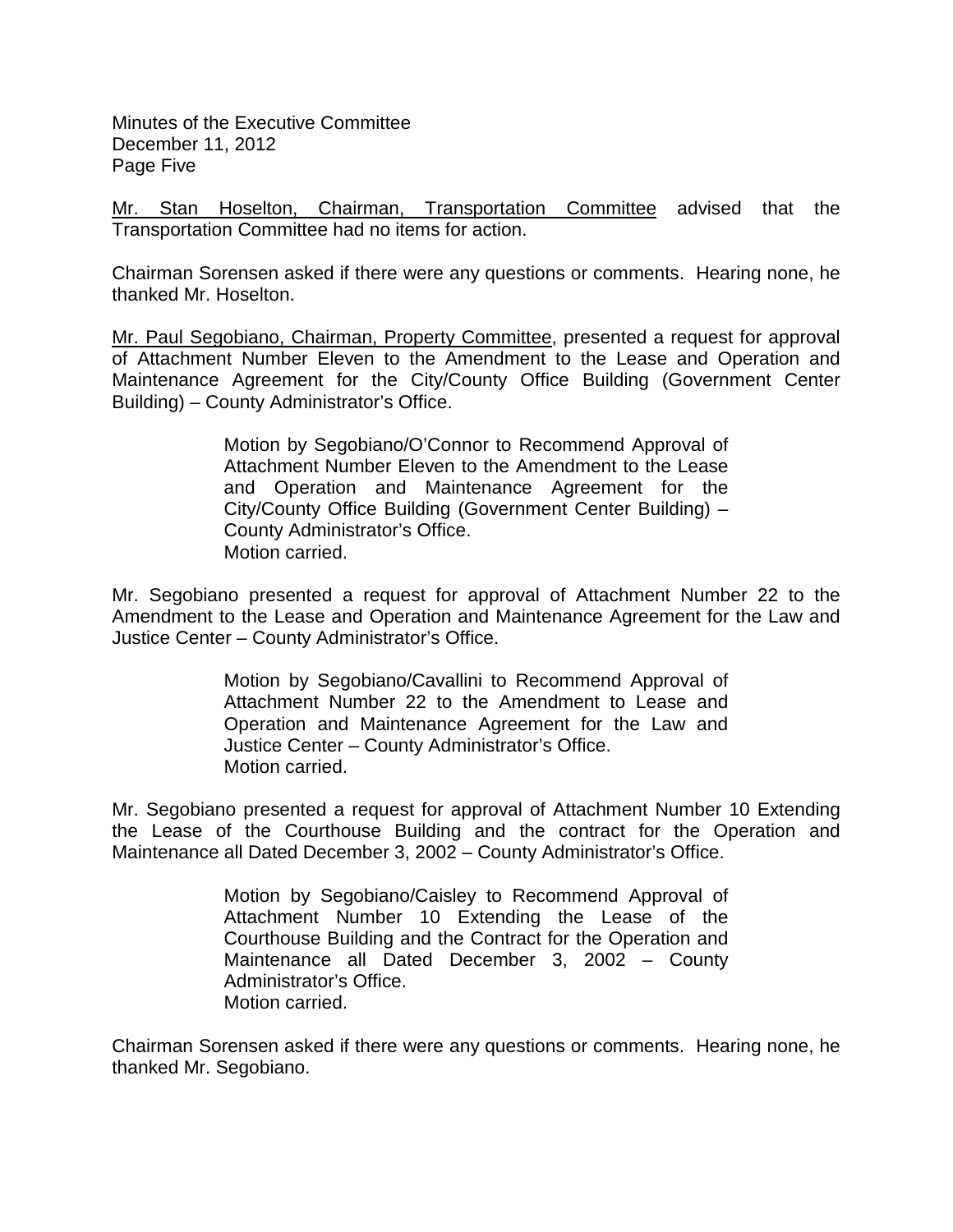Mr. Stan Hoselton, Chairman, Transportation Committee advised that the Transportation Committee had no items for action.

Chairman Sorensen asked if there were any questions or comments. Hearing none, he thanked Mr. Hoselton.

Mr. Paul Segobiano, Chairman, Property Committee, presented a request for approval of Attachment Number Eleven to the Amendment to the Lease and Operation and Maintenance Agreement for the City/County Office Building (Government Center Building) – County Administrator's Office.

> Motion by Segobiano/O'Connor to Recommend Approval of Attachment Number Eleven to the Amendment to the Lease and Operation and Maintenance Agreement for the City/County Office Building (Government Center Building) – County Administrator's Office.
> Motion carried.

Mr. Segobiano presented a request for approval of Attachment Number 22 to the Amendment to the Lease and Operation and Maintenance Agreement for the Law and Justice Center – County Administrator's Office.

> Motion by Segobiano/Cavallini to Recommend Approval of Attachment Number 22 to the Amendment to Lease and Operation and Maintenance Agreement for the Law and Justice Center – County Administrator's Office.
> Motion carried.

Mr. Segobiano presented a request for approval of Attachment Number 10 Extending the Lease of the Courthouse Building and the contract for the Operation and Maintenance all Dated December 3, 2002 – County Administrator's Office.

> Motion by Segobiano/Caisley to Recommend Approval of Attachment Number 10 Extending the Lease of the Courthouse Building and the Contract for the Operation and Maintenance all Dated December 3, 2002 – County Administrator's Office.
> Motion carried.

Chairman Sorensen asked if there were any questions or comments. Hearing none, he thanked Mr. Segobiano.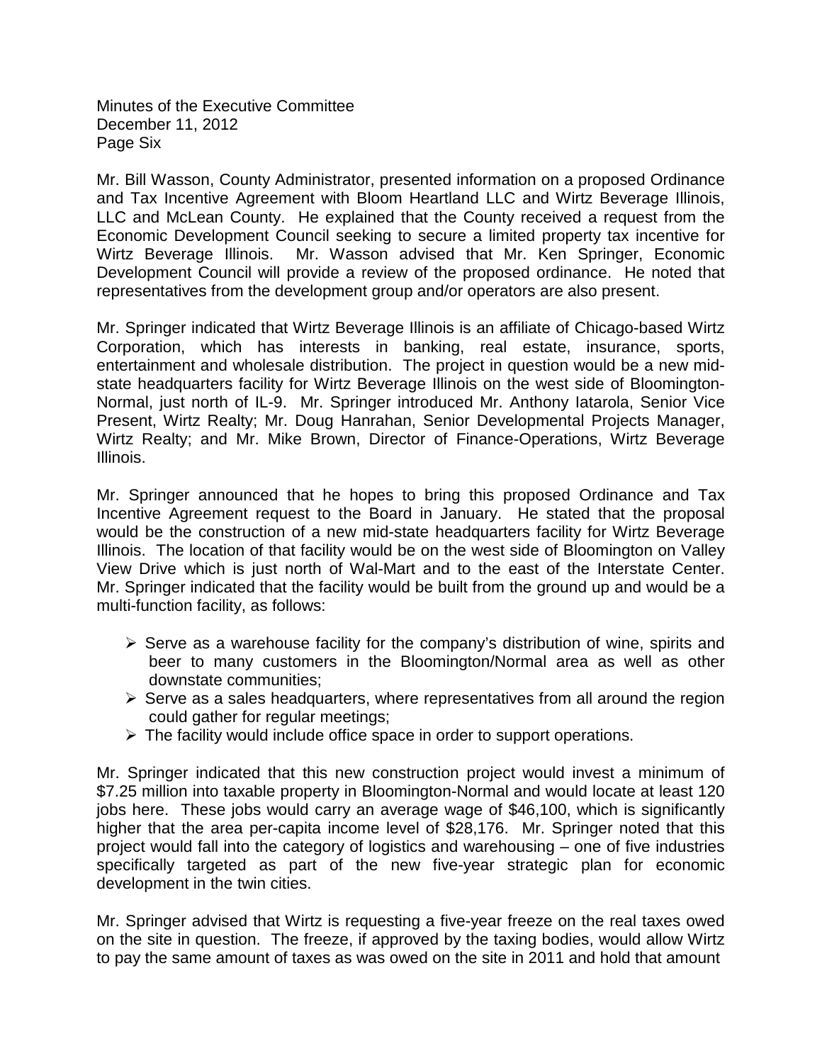Mr. Bill Wasson, County Administrator, presented information on a proposed Ordinance and Tax Incentive Agreement with Bloom Heartland LLC and Wirtz Beverage Illinois, LLC and McLean County. He explained that the County received a request from the Economic Development Council seeking to secure a limited property tax incentive for Wirtz Beverage Illinois. Mr. Wasson advised that Mr. Ken Springer, Economic Development Council will provide a review of the proposed ordinance. He noted that representatives from the development group and/or operators are also present.

Mr. Springer indicated that Wirtz Beverage Illinois is an affiliate of Chicago-based Wirtz Corporation, which has interests in banking, real estate, insurance, sports, entertainment and wholesale distribution. The project in question would be a new mid-state headquarters facility for Wirtz Beverage Illinois on the west side of Bloomington-Normal, just north of IL-9. Mr. Springer introduced Mr. Anthony Iatarola, Senior Vice Present, Wirtz Realty; Mr. Doug Hanrahan, Senior Developmental Projects Manager, Wirtz Realty; and Mr. Mike Brown, Director of Finance-Operations, Wirtz Beverage Illinois.

Mr. Springer announced that he hopes to bring this proposed Ordinance and Tax Incentive Agreement request to the Board in January. He stated that the proposal would be the construction of a new mid-state headquarters facility for Wirtz Beverage Illinois. The location of that facility would be on the west side of Bloomington on Valley View Drive which is just north of Wal-Mart and to the east of the Interstate Center. Mr. Springer indicated that the facility would be built from the ground up and would be a multi-function facility, as follows:

- Serve as a warehouse facility for the company's distribution of wine, spirits and beer to many customers in the Bloomington/Normal area as well as other downstate communities;
- Serve as a sales headquarters, where representatives from all around the region could gather for regular meetings;
- The facility would include office space in order to support operations.

Mr. Springer indicated that this new construction project would invest a minimum of \$7.25 million into taxable property in Bloomington-Normal and would locate at least 120 jobs here. These jobs would carry an average wage of \$46,100, which is significantly higher that the area per-capita income level of \$28,176. Mr. Springer noted that this project would fall into the category of logistics and warehousing – one of five industries specifically targeted as part of the new five-year strategic plan for economic development in the twin cities.

Mr. Springer advised that Wirtz is requesting a five-year freeze on the real taxes owed on the site in question. The freeze, if approved by the taxing bodies, would allow Wirtz to pay the same amount of taxes as was owed on the site in 2011 and hold that amount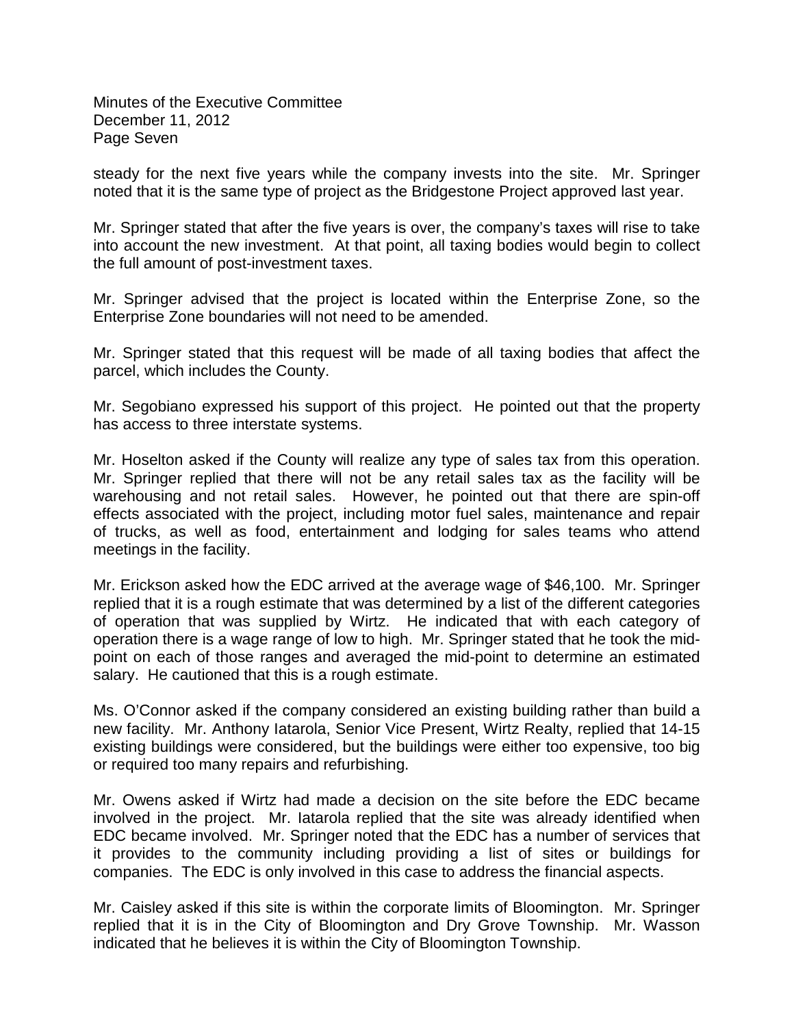steady for the next five years while the company invests into the site. Mr. Springer noted that it is the same type of project as the Bridgestone Project approved last year.

Mr. Springer stated that after the five years is over, the company's taxes will rise to take into account the new investment. At that point, all taxing bodies would begin to collect the full amount of post-investment taxes.

Mr. Springer advised that the project is located within the Enterprise Zone, so the Enterprise Zone boundaries will not need to be amended.

Mr. Springer stated that this request will be made of all taxing bodies that affect the parcel, which includes the County.

Mr. Segobiano expressed his support of this project. He pointed out that the property has access to three interstate systems.

Mr. Hoselton asked if the County will realize any type of sales tax from this operation. Mr. Springer replied that there will not be any retail sales tax as the facility will be warehousing and not retail sales. However, he pointed out that there are spin-off effects associated with the project, including motor fuel sales, maintenance and repair of trucks, as well as food, entertainment and lodging for sales teams who attend meetings in the facility.

Mr. Erickson asked how the EDC arrived at the average wage of $46,100. Mr. Springer replied that it is a rough estimate that was determined by a list of the different categories of operation that was supplied by Wirtz. He indicated that with each category of operation there is a wage range of low to high. Mr. Springer stated that he took the mid-point on each of those ranges and averaged the mid-point to determine an estimated salary. He cautioned that this is a rough estimate.

Ms. O'Connor asked if the company considered an existing building rather than build a new facility. Mr. Anthony Iatarola, Senior Vice Present, Wirtz Realty, replied that 14-15 existing buildings were considered, but the buildings were either too expensive, too big or required too many repairs and refurbishing.

Mr. Owens asked if Wirtz had made a decision on the site before the EDC became involved in the project. Mr. Iatarola replied that the site was already identified when EDC became involved. Mr. Springer noted that the EDC has a number of services that it provides to the community including providing a list of sites or buildings for companies. The EDC is only involved in this case to address the financial aspects.

Mr. Caisley asked if this site is within the corporate limits of Bloomington. Mr. Springer replied that it is in the City of Bloomington and Dry Grove Township. Mr. Wasson indicated that he believes it is within the City of Bloomington Township.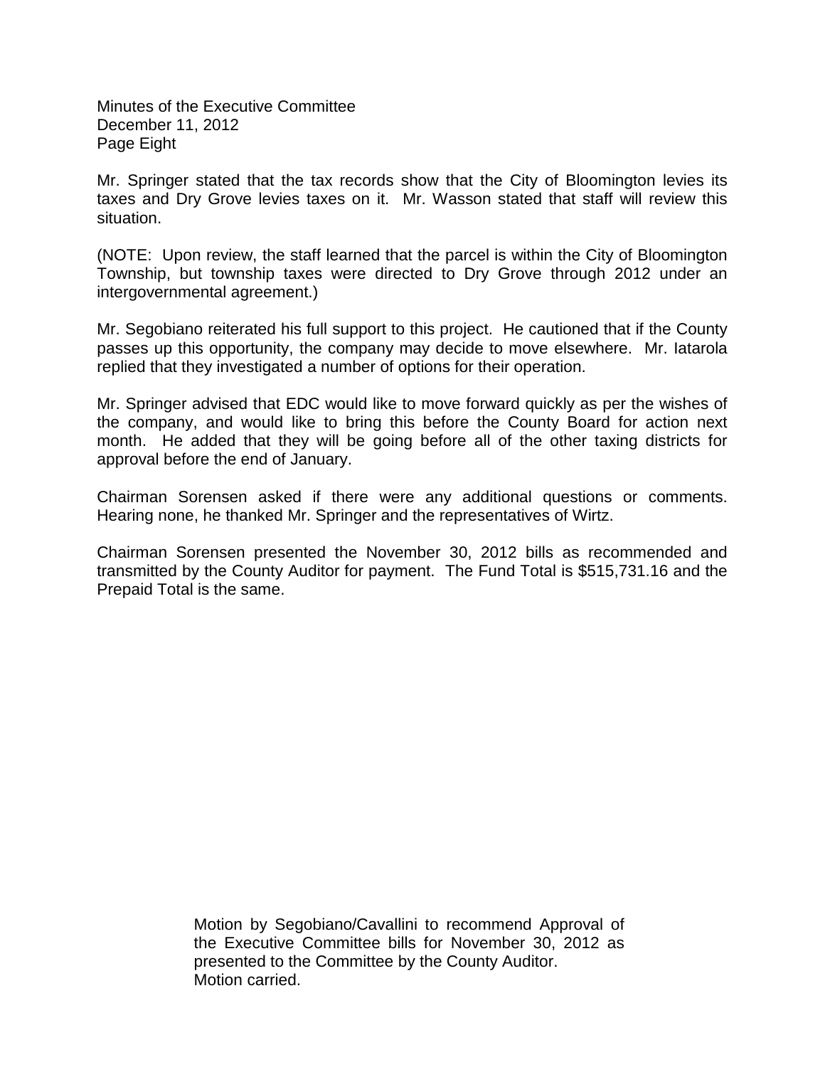Mr. Springer stated that the tax records show that the City of Bloomington levies its taxes and Dry Grove levies taxes on it. Mr. Wasson stated that staff will review this situation.

(NOTE: Upon review, the staff learned that the parcel is within the City of Bloomington Township, but township taxes were directed to Dry Grove through 2012 under an intergovernmental agreement.)

Mr. Segobiano reiterated his full support to this project. He cautioned that if the County passes up this opportunity, the company may decide to move elsewhere. Mr. Iatarola replied that they investigated a number of options for their operation.

Mr. Springer advised that EDC would like to move forward quickly as per the wishes of the company, and would like to bring this before the County Board for action next month. He added that they will be going before all of the other taxing districts for approval before the end of January.

Chairman Sorensen asked if there were any additional questions or comments. Hearing none, he thanked Mr. Springer and the representatives of Wirtz.

Chairman Sorensen presented the November 30, 2012 bills as recommended and transmitted by the County Auditor for payment. The Fund Total is $515,731.16 and the Prepaid Total is the same.

> Motion by Segobiano/Cavallini to recommend Approval of the Executive Committee bills for November 30, 2012 as presented to the Committee by the County Auditor.
> Motion carried.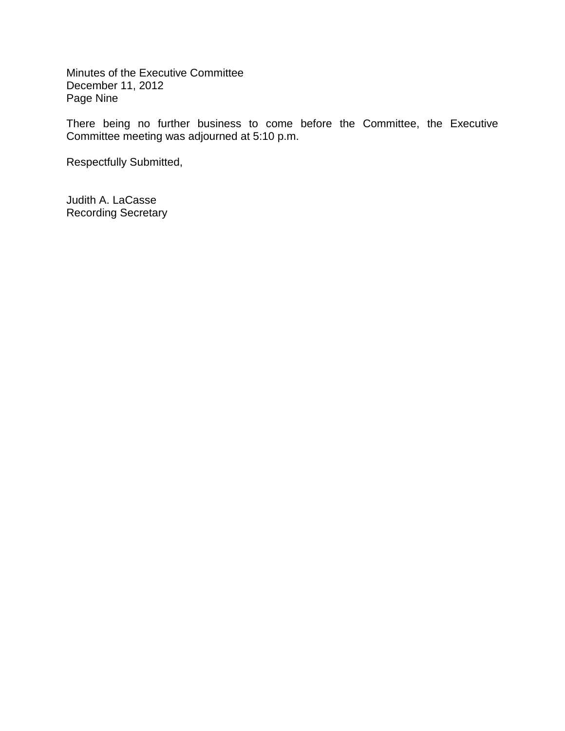There being no further business to come before the Committee, the Executive Committee meeting was adjourned at 5:10 p.m.

Respectfully Submitted,

Judith A. LaCasse
Recording Secretary